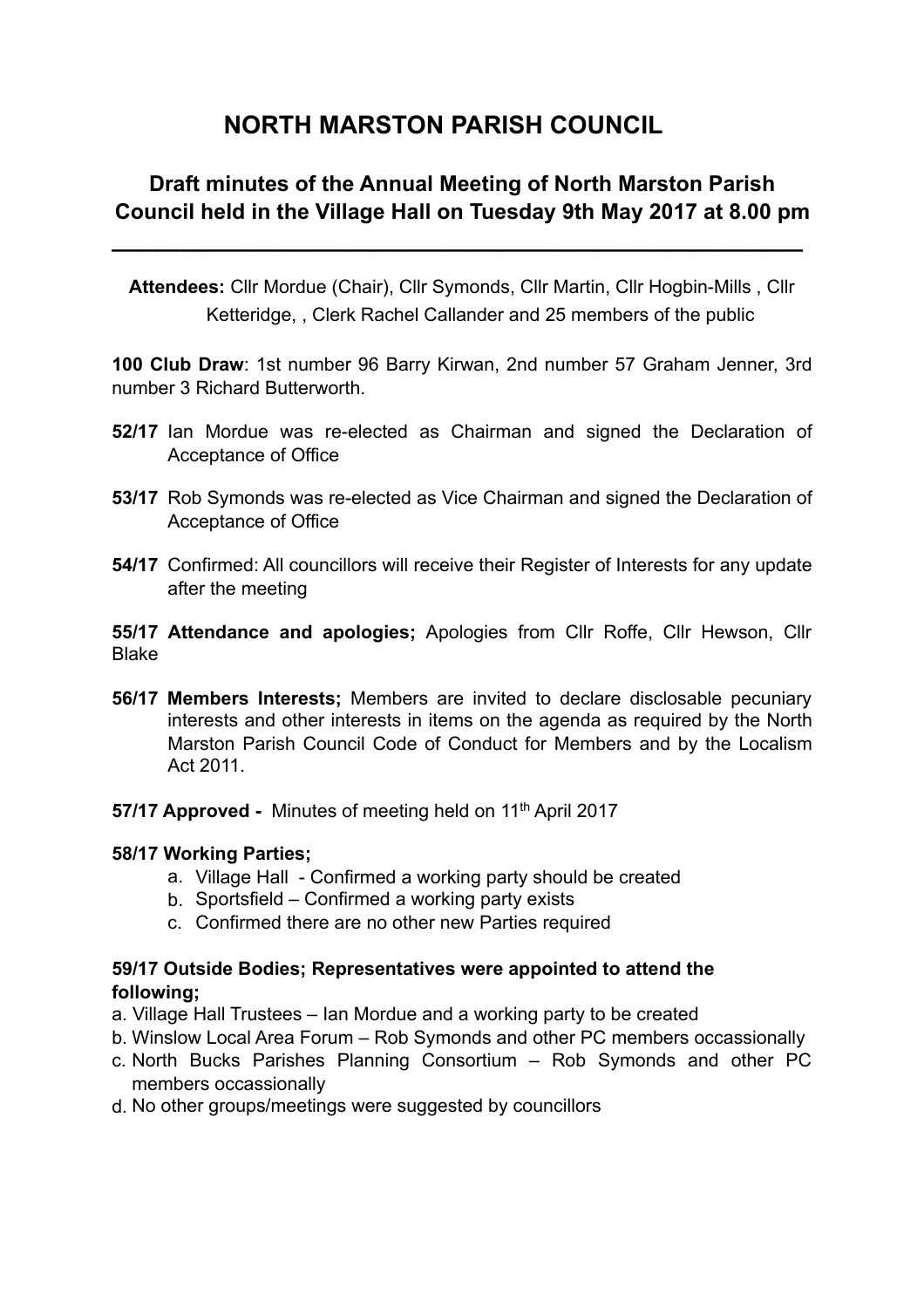# NORTH MARSTON PARISH COUNCIL

## Draft minutes of the Annual Meeting of North Marston Parish Council held in the Village Hall on Tuesday 9th May 2017 at 8.00 pm

---

**Attendees:** Cllr Mordue (Chair), Cllr Symonds, Cllr Martin, Cllr Hogbin-Mills , Cllr Ketteridge, , Clerk Rachel Callander and 25 members of the public

**100 Club Draw**: 1st number 96 Barry Kirwan, 2nd number 57 Graham Jenner, 3rd number 3 Richard Butterworth.

**52/17** Ian Mordue was re-elected as Chairman and signed the Declaration of Acceptance of Office

**53/17** Rob Symonds was re-elected as Vice Chairman and signed the Declaration of Acceptance of Office

**54/17** Confirmed: All councillors will receive their Register of Interests for any update after the meeting

**55/17 Attendance and apologies;** Apologies from Cllr Roffe, Cllr Hewson, Cllr Blake

**56/17 Members Interests;** Members are invited to declare disclosable pecuniary interests and other interests in items on the agenda as required by the North Marston Parish Council Code of Conduct for Members and by the Localism Act 2011.

**57/17 Approved -** Minutes of meeting held on 11th April 2017

**58/17 Working Parties;**

a. Village Hall - Confirmed a working party should be created
b. Sportsfield – Confirmed a working party exists
c. Confirmed there are no other new Parties required

**59/17 Outside Bodies; Representatives were appointed to attend the following;**

a. Village Hall Trustees – Ian Mordue and a working party to be created
b. Winslow Local Area Forum – Rob Symonds and other PC members occassionally
c. North Bucks Parishes Planning Consortium – Rob Symonds and other PC members occassionally
d. No other groups/meetings were suggested by councillors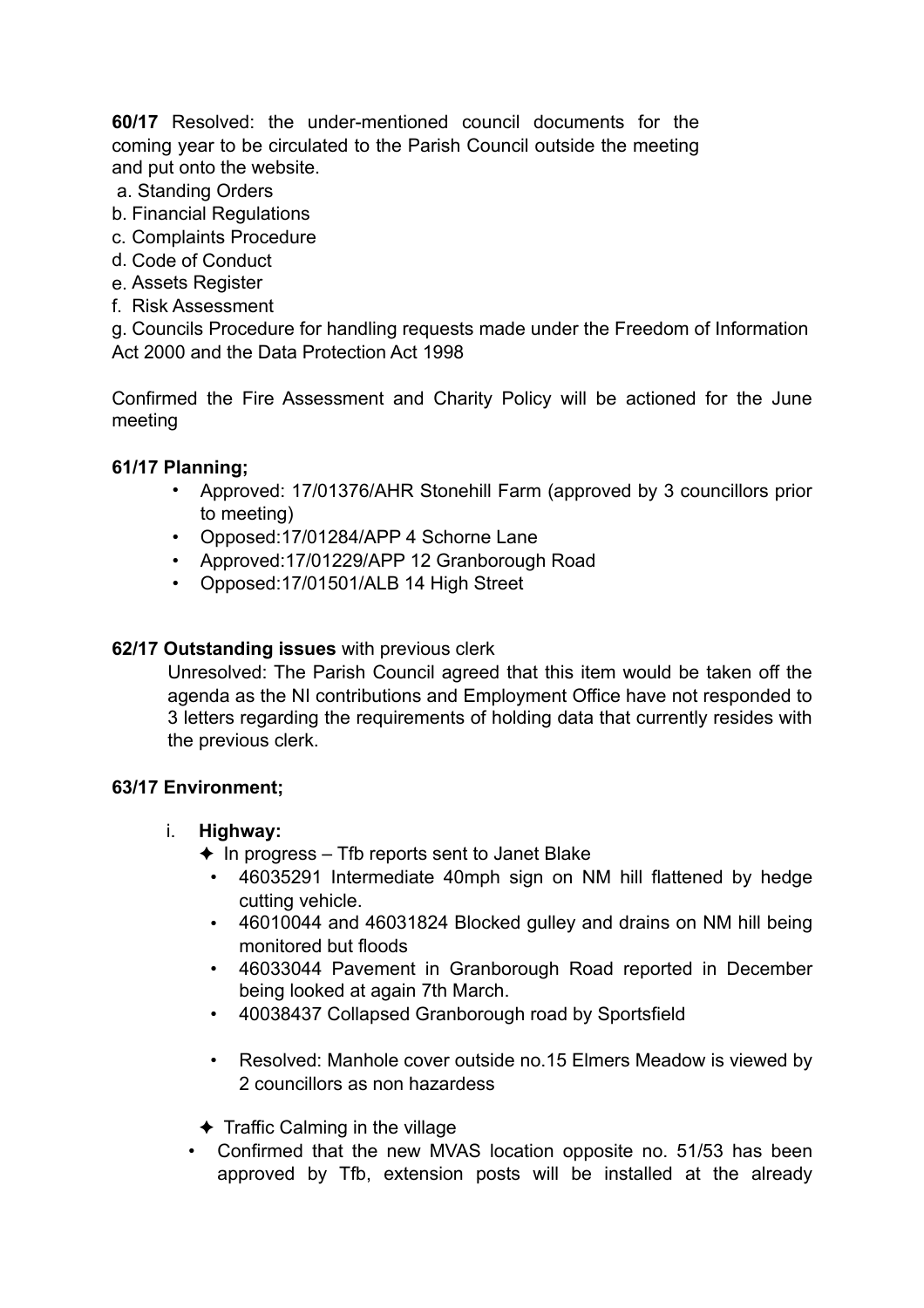**60/17** Resolved: the under-mentioned council documents for the coming year to be circulated to the Parish Council outside the meeting and put onto the website.

a. Standing Orders
b. Financial Regulations
c. Complaints Procedure
d. Code of Conduct
e. Assets Register
f. Risk Assessment
g. Councils Procedure for handling requests made under the Freedom of Information Act 2000 and the Data Protection Act 1998

Confirmed the Fire Assessment and Charity Policy will be actioned for the June meeting

**61/17 Planning;**

- Approved: 17/01376/AHR Stonehill Farm (approved by 3 councillors prior to meeting)
- Opposed:17/01284/APP 4 Schorne Lane
- Approved:17/01229/APP 12 Granborough Road
- Opposed:17/01501/ALB 14 High Street

**62/17 Outstanding issues** with previous clerk

Unresolved: The Parish Council agreed that this item would be taken off the agenda as the NI contributions and Employment Office have not responded to 3 letters regarding the requirements of holding data that currently resides with the previous clerk.

**63/17 Environment;**

i. **Highway:**

✦ In progress – Tfb reports sent to Janet Blake

- 46035291 Intermediate 40mph sign on NM hill flattened by hedge cutting vehicle.
- 46010044 and 46031824 Blocked gulley and drains on NM hill being monitored but floods
- 46033044 Pavement in Granborough Road reported in December being looked at again 7th March.
- 40038437 Collapsed Granborough road by Sportsfield

- Resolved: Manhole cover outside no.15 Elmers Meadow is viewed by 2 councillors as non hazardess

✦ Traffic Calming in the village

- Confirmed that the new MVAS location opposite no. 51/53 has been approved by Tfb, extension posts will be installed at the already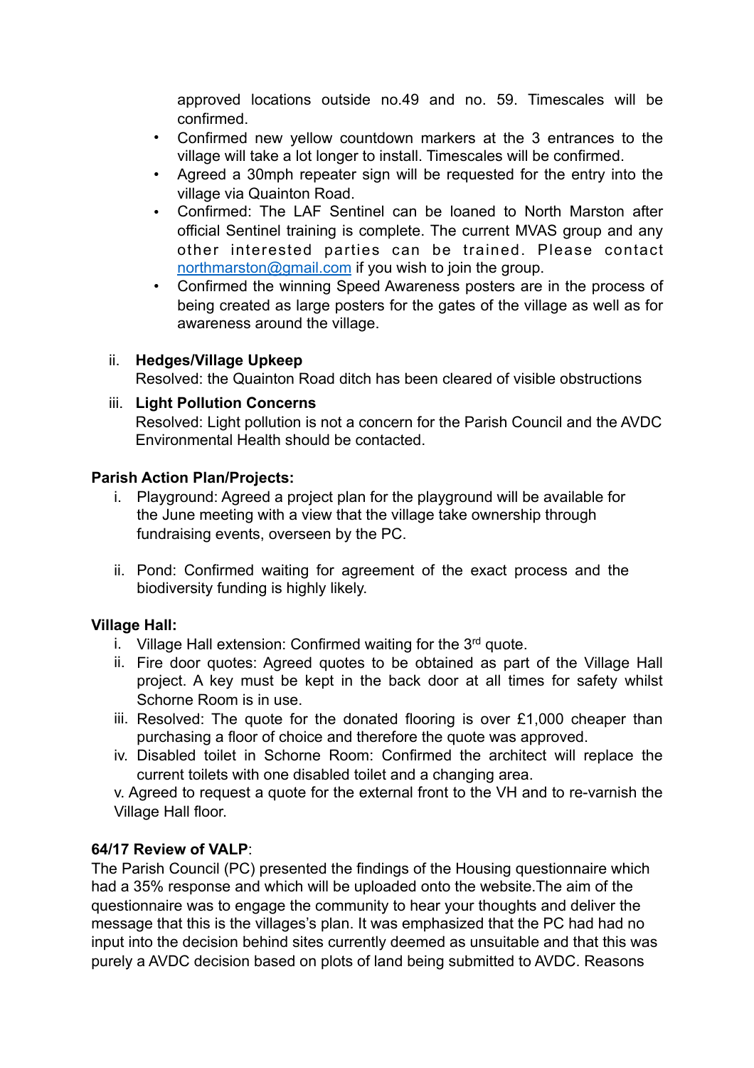approved locations outside no.49 and no. 59. Timescales will be confirmed.

- Confirmed new yellow countdown markers at the 3 entrances to the village will take a lot longer to install. Timescales will be confirmed.
- Agreed a 30mph repeater sign will be requested for the entry into the village via Quainton Road.
- Confirmed: The LAF Sentinel can be loaned to North Marston after official Sentinel training is complete. The current MVAS group and any other interested parties can be trained. Please contact northmarston@gmail.com if you wish to join the group.
- Confirmed the winning Speed Awareness posters are in the process of being created as large posters for the gates of the village as well as for awareness around the village.

ii. **Hedges/Village Upkeep**
Resolved: the Quainton Road ditch has been cleared of visible obstructions

iii. **Light Pollution Concerns**
Resolved: Light pollution is not a concern for the Parish Council and the AVDC Environmental Health should be contacted.

**Parish Action Plan/Projects:**

i. Playground: Agreed a project plan for the playground will be available for the June meeting with a view that the village take ownership through fundraising events, overseen by the PC.

ii. Pond: Confirmed waiting for agreement of the exact process and the biodiversity funding is highly likely.

**Village Hall:**

i. Village Hall extension: Confirmed waiting for the 3rd quote.
ii. Fire door quotes: Agreed quotes to be obtained as part of the Village Hall project. A key must be kept in the back door at all times for safety whilst Schorne Room is in use.
iii. Resolved: The quote for the donated flooring is over £1,000 cheaper than purchasing a floor of choice and therefore the quote was approved.
iv. Disabled toilet in Schorne Room: Confirmed the architect will replace the current toilets with one disabled toilet and a changing area.
v. Agreed to request a quote for the external front to the VH and to re-varnish the Village Hall floor.

**64/17 Review of VALP**:
The Parish Council (PC) presented the findings of the Housing questionnaire which had a 35% response and which will be uploaded onto the website.The aim of the questionnaire was to engage the community to hear your thoughts and deliver the message that this is the villages's plan. It was emphasized that the PC had had no input into the decision behind sites currently deemed as unsuitable and that this was purely a AVDC decision based on plots of land being submitted to AVDC. Reasons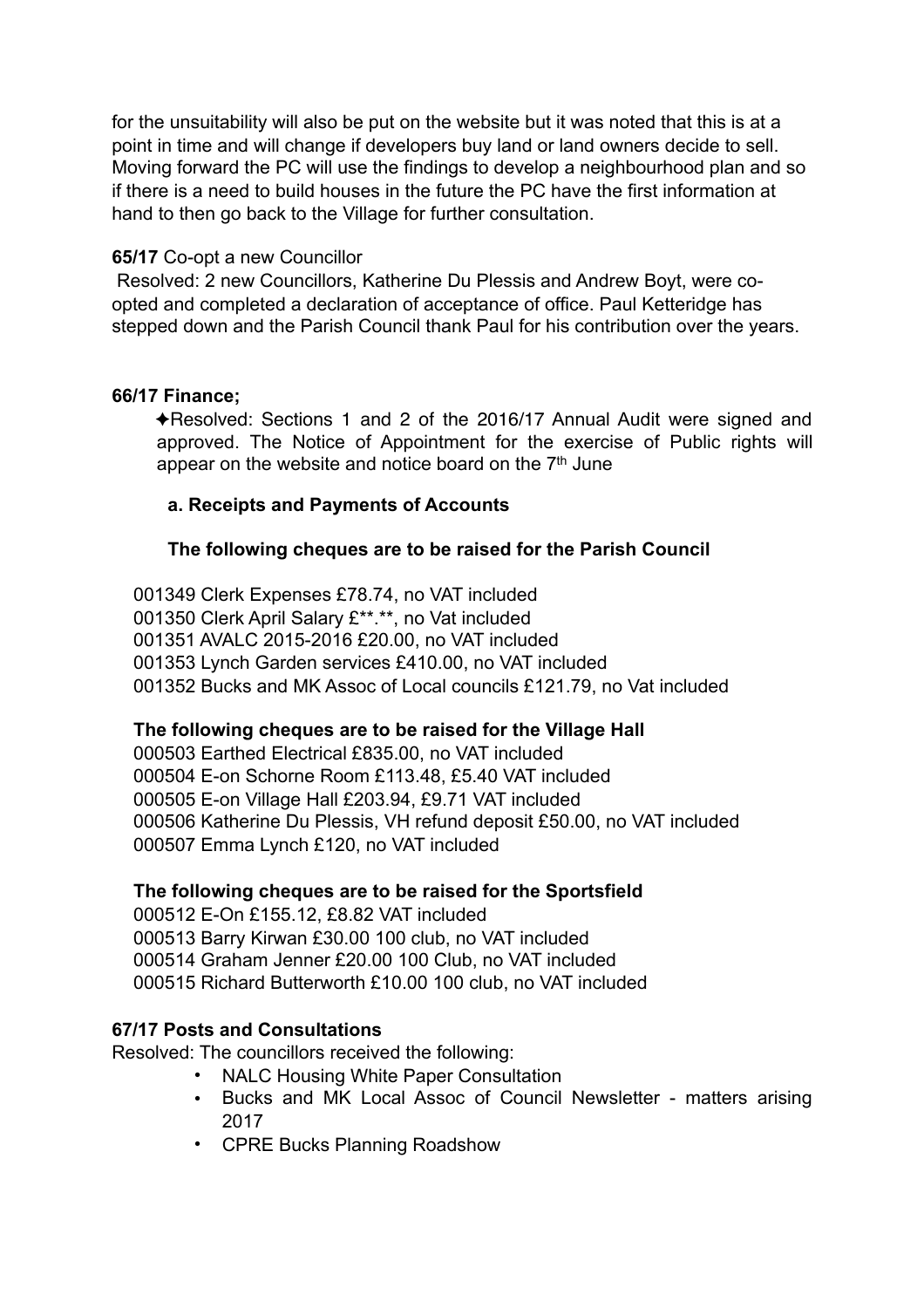for the unsuitability will also be put on the website but it was noted that this is at a point in time and will change if developers buy land or land owners decide to sell. Moving forward the PC will use the findings to develop a neighbourhood plan and so if there is a need to build houses in the future the PC have the first information at hand to then go back to the Village for further consultation.

**65/17** Co-opt a new Councillor

Resolved: 2 new Councillors, Katherine Du Plessis and Andrew Boyt, were co-opted and completed a declaration of acceptance of office. Paul Ketteridge has stepped down and the Parish Council thank Paul for his contribution over the years.

**66/17 Finance;**

✦Resolved: Sections 1 and 2 of the 2016/17 Annual Audit were signed and approved. The Notice of Appointment for the exercise of Public rights will appear on the website and notice board on the 7th June

**a. Receipts and Payments of Accounts**

**The following cheques are to be raised for the Parish Council**

001349 Clerk Expenses £78.74, no VAT included
001350 Clerk April Salary £**.**, no Vat included
001351 AVALC 2015-2016 £20.00, no VAT included
001353 Lynch Garden services £410.00, no VAT included
001352 Bucks and MK Assoc of Local councils £121.79, no Vat included

**The following cheques are to be raised for the Village Hall**

000503 Earthed Electrical £835.00, no VAT included
000504 E-on Schorne Room £113.48, £5.40 VAT included
000505 E-on Village Hall £203.94, £9.71 VAT included
000506 Katherine Du Plessis, VH refund deposit £50.00, no VAT included
000507 Emma Lynch £120, no VAT included

**The following cheques are to be raised for the Sportsfield**

000512 E-On £155.12, £8.82 VAT included
000513 Barry Kirwan £30.00 100 club, no VAT included
000514 Graham Jenner £20.00 100 Club, no VAT included
000515 Richard Butterworth £10.00 100 club, no VAT included

**67/17 Posts and Consultations**

Resolved: The councillors received the following:

- NALC Housing White Paper Consultation
- Bucks and MK Local Assoc of Council Newsletter - matters arising 2017
- CPRE Bucks Planning Roadshow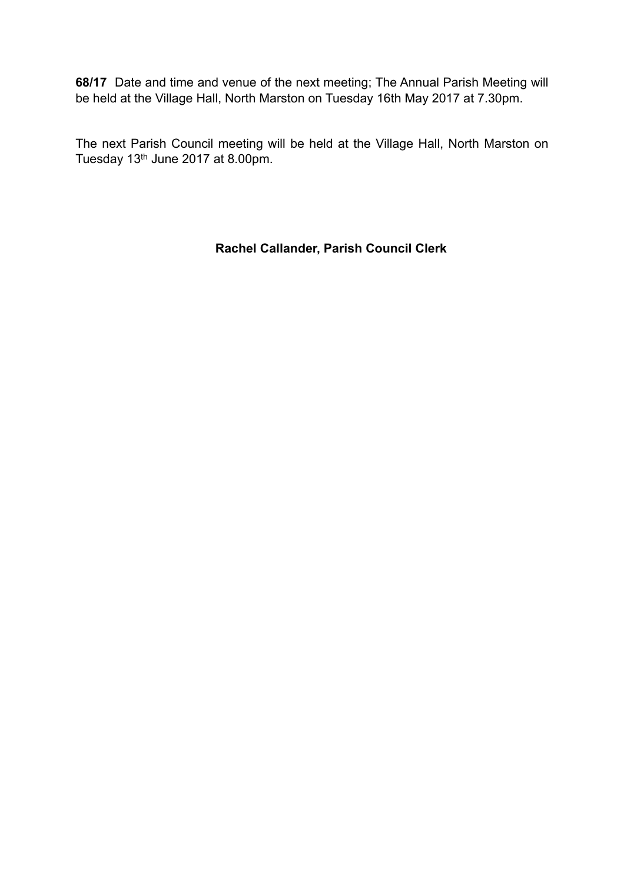**68/17** Date and time and venue of the next meeting; The Annual Parish Meeting will be held at the Village Hall, North Marston on Tuesday 16th May 2017 at 7.30pm.

The next Parish Council meeting will be held at the Village Hall, North Marston on Tuesday 13th June 2017 at 8.00pm.

**Rachel Callander, Parish Council Clerk**